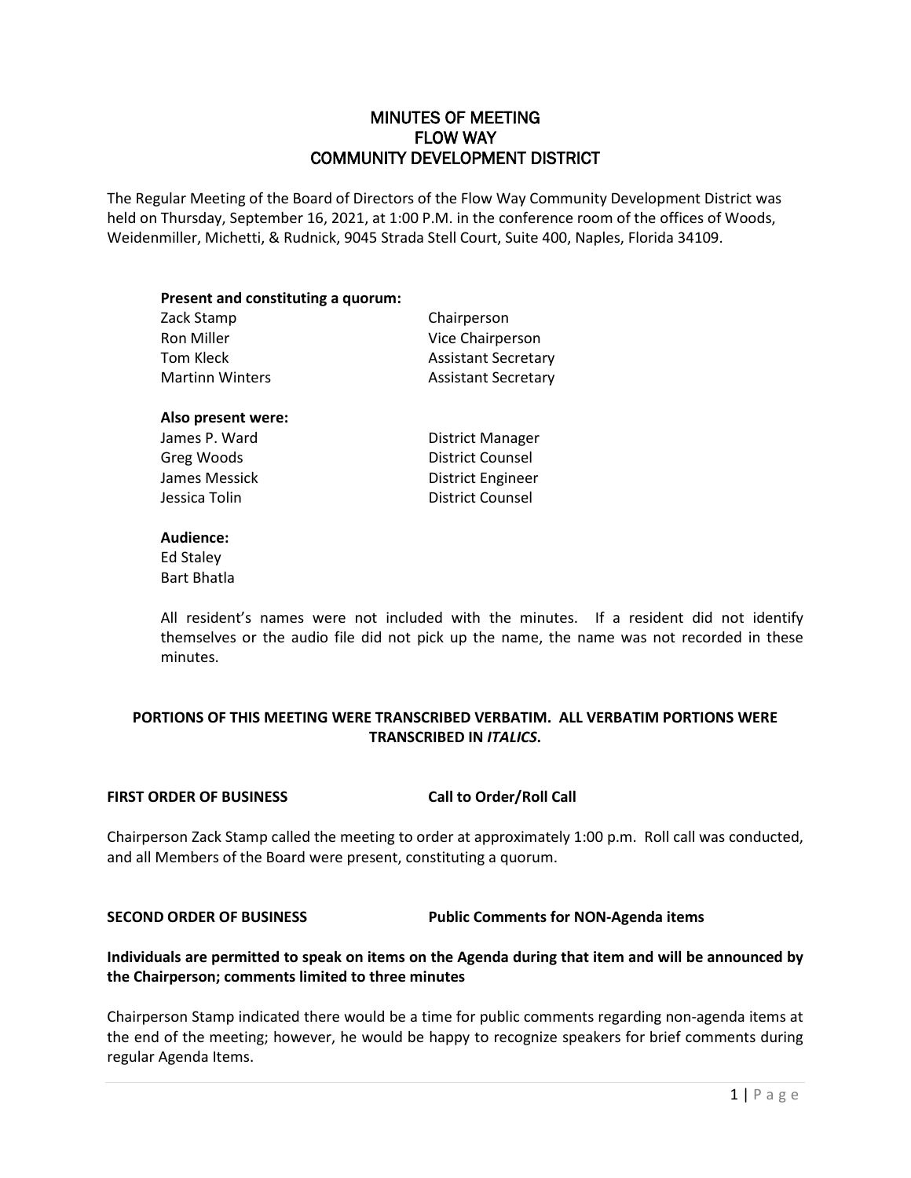# MINUTES OF MEETING
# FLOW WAY
# COMMUNITY DEVELOPMENT DISTRICT

The Regular Meeting of the Board of Directors of the Flow Way Community Development District was held on Thursday, September 16, 2021, at 1:00 P.M. in the conference room of the offices of Woods, Weidenmiller, Michetti, & Rudnick, 9045 Strada Stell Court, Suite 400, Naples, Florida 34109.

**Present and constituting a quorum:**

| | |
|---|---|
| Zack Stamp | Chairperson |
| Ron Miller | Vice Chairperson |
| Tom Kleck | Assistant Secretary |
| Martinn Winters | Assistant Secretary |

**Also present were:**

| | |
|---|---|
| James P. Ward | District Manager |
| Greg Woods | District Counsel |
| James Messick | District Engineer |
| Jessica Tolin | District Counsel |

**Audience:**

Ed Staley
Bart Bhatla

All resident's names were not included with the minutes. If a resident did not identify themselves or the audio file did not pick up the name, the name was not recorded in these minutes.

**PORTIONS OF THIS MEETING WERE TRANSCRIBED VERBATIM. ALL VERBATIM PORTIONS WERE TRANSCRIBED IN *ITALICS*.**

**FIRST ORDER OF BUSINESS — Call to Order/Roll Call**

Chairperson Zack Stamp called the meeting to order at approximately 1:00 p.m. Roll call was conducted, and all Members of the Board were present, constituting a quorum.

**SECOND ORDER OF BUSINESS — Public Comments for NON-Agenda items**

**Individuals are permitted to speak on items on the Agenda during that item and will be announced by the Chairperson; comments limited to three minutes**

Chairperson Stamp indicated there would be a time for public comments regarding non-agenda items at the end of the meeting; however, he would be happy to recognize speakers for brief comments during regular Agenda Items.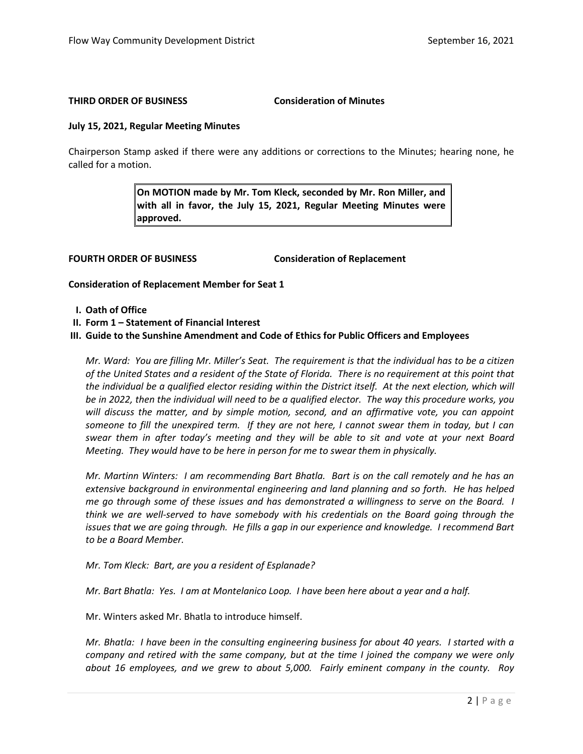**THIRD ORDER OF BUSINESS** **Consideration of Minutes**

**July 15, 2021, Regular Meeting Minutes**

Chairperson Stamp asked if there were any additions or corrections to the Minutes; hearing none, he called for a motion.

> **On MOTION made by Mr. Tom Kleck, seconded by Mr. Ron Miller, and with all in favor, the July 15, 2021, Regular Meeting Minutes were approved.**

**FOURTH ORDER OF BUSINESS** **Consideration of Replacement**

**Consideration of Replacement Member for Seat 1**

- **I. Oath of Office**
- **II. Form 1 – Statement of Financial Interest**
- **III. Guide to the Sunshine Amendment and Code of Ethics for Public Officers and Employees**

*Mr. Ward: You are filling Mr. Miller's Seat. The requirement is that the individual has to be a citizen of the United States and a resident of the State of Florida. There is no requirement at this point that the individual be a qualified elector residing within the District itself. At the next election, which will be in 2022, then the individual will need to be a qualified elector. The way this procedure works, you will discuss the matter, and by simple motion, second, and an affirmative vote, you can appoint someone to fill the unexpired term. If they are not here, I cannot swear them in today, but I can swear them in after today's meeting and they will be able to sit and vote at your next Board Meeting. They would have to be here in person for me to swear them in physically.*

*Mr. Martinn Winters: I am recommending Bart Bhatla. Bart is on the call remotely and he has an extensive background in environmental engineering and land planning and so forth. He has helped me go through some of these issues and has demonstrated a willingness to serve on the Board. I think we are well-served to have somebody with his credentials on the Board going through the issues that we are going through. He fills a gap in our experience and knowledge. I recommend Bart to be a Board Member.*

*Mr. Tom Kleck: Bart, are you a resident of Esplanade?*

*Mr. Bart Bhatla: Yes. I am at Montelanico Loop. I have been here about a year and a half.*

Mr. Winters asked Mr. Bhatla to introduce himself.

*Mr. Bhatla: I have been in the consulting engineering business for about 40 years. I started with a company and retired with the same company, but at the time I joined the company we were only about 16 employees, and we grew to about 5,000. Fairly eminent company in the county. Roy*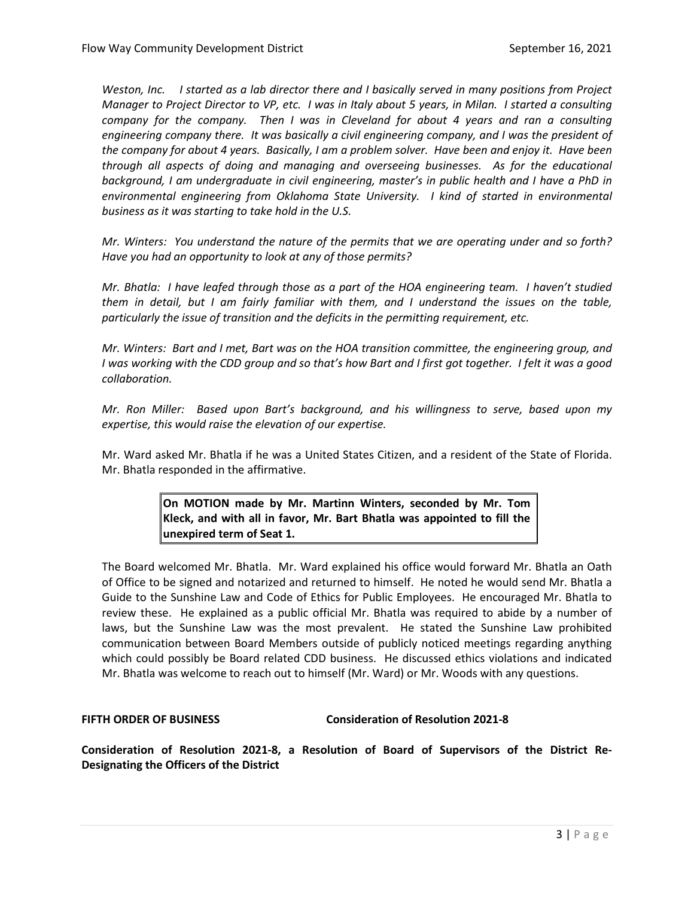*Weston, Inc. I started as a lab director there and I basically served in many positions from Project Manager to Project Director to VP, etc. I was in Italy about 5 years, in Milan. I started a consulting company for the company. Then I was in Cleveland for about 4 years and ran a consulting engineering company there. It was basically a civil engineering company, and I was the president of the company for about 4 years. Basically, I am a problem solver. Have been and enjoy it. Have been through all aspects of doing and managing and overseeing businesses. As for the educational background, I am undergraduate in civil engineering, master's in public health and I have a PhD in environmental engineering from Oklahoma State University. I kind of started in environmental business as it was starting to take hold in the U.S.*

*Mr. Winters: You understand the nature of the permits that we are operating under and so forth? Have you had an opportunity to look at any of those permits?*

*Mr. Bhatla: I have leafed through those as a part of the HOA engineering team. I haven't studied them in detail, but I am fairly familiar with them, and I understand the issues on the table, particularly the issue of transition and the deficits in the permitting requirement, etc.*

*Mr. Winters: Bart and I met, Bart was on the HOA transition committee, the engineering group, and I was working with the CDD group and so that's how Bart and I first got together. I felt it was a good collaboration.*

*Mr. Ron Miller: Based upon Bart's background, and his willingness to serve, based upon my expertise, this would raise the elevation of our expertise.*

Mr. Ward asked Mr. Bhatla if he was a United States Citizen, and a resident of the State of Florida. Mr. Bhatla responded in the affirmative.

> **On MOTION made by Mr. Martinn Winters, seconded by Mr. Tom Kleck, and with all in favor, Mr. Bart Bhatla was appointed to fill the unexpired term of Seat 1.**

The Board welcomed Mr. Bhatla. Mr. Ward explained his office would forward Mr. Bhatla an Oath of Office to be signed and notarized and returned to himself. He noted he would send Mr. Bhatla a Guide to the Sunshine Law and Code of Ethics for Public Employees. He encouraged Mr. Bhatla to review these. He explained as a public official Mr. Bhatla was required to abide by a number of laws, but the Sunshine Law was the most prevalent. He stated the Sunshine Law prohibited communication between Board Members outside of publicly noticed meetings regarding anything which could possibly be Board related CDD business. He discussed ethics violations and indicated Mr. Bhatla was welcome to reach out to himself (Mr. Ward) or Mr. Woods with any questions.

**FIFTH ORDER OF BUSINESS** **Consideration of Resolution 2021-8**

**Consideration of Resolution 2021-8, a Resolution of Board of Supervisors of the District Re-Designating the Officers of the District**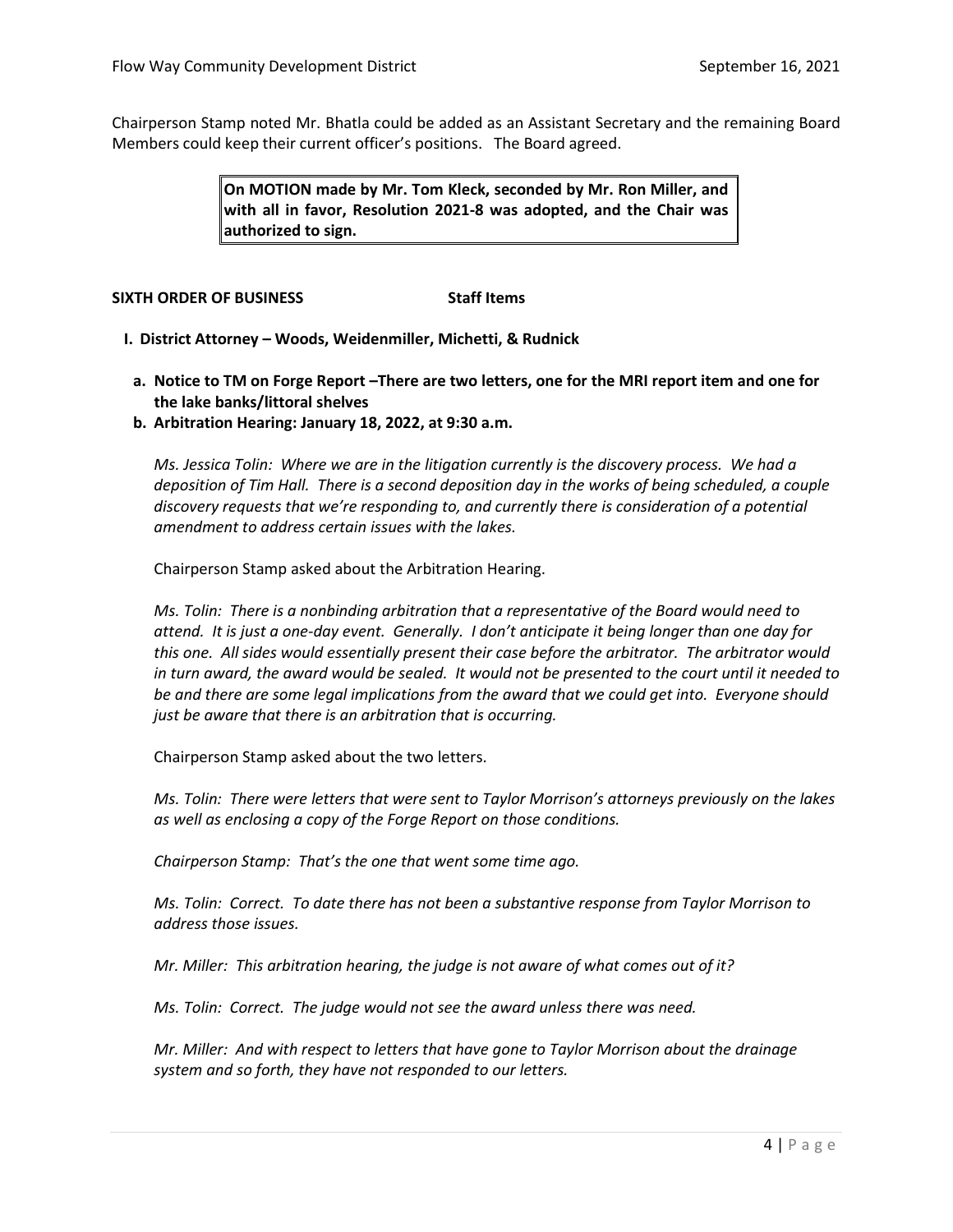Chairperson Stamp noted Mr. Bhatla could be added as an Assistant Secretary and the remaining Board Members could keep their current officer's positions. The Board agreed.

> **On MOTION made by Mr. Tom Kleck, seconded by Mr. Ron Miller, and with all in favor, Resolution 2021-8 was adopted, and the Chair was authorized to sign.**

**SIXTH ORDER OF BUSINESS Staff Items**

**I. District Attorney – Woods, Weidenmiller, Michetti, & Rudnick**

**a. Notice to TM on Forge Report –There are two letters, one for the MRI report item and one for the lake banks/littoral shelves**

**b. Arbitration Hearing: January 18, 2022, at 9:30 a.m.**

*Ms. Jessica Tolin: Where we are in the litigation currently is the discovery process. We had a deposition of Tim Hall. There is a second deposition day in the works of being scheduled, a couple discovery requests that we're responding to, and currently there is consideration of a potential amendment to address certain issues with the lakes.*

Chairperson Stamp asked about the Arbitration Hearing.

*Ms. Tolin: There is a nonbinding arbitration that a representative of the Board would need to attend. It is just a one-day event. Generally. I don't anticipate it being longer than one day for this one. All sides would essentially present their case before the arbitrator. The arbitrator would in turn award, the award would be sealed. It would not be presented to the court until it needed to be and there are some legal implications from the award that we could get into. Everyone should just be aware that there is an arbitration that is occurring.*

Chairperson Stamp asked about the two letters.

*Ms. Tolin: There were letters that were sent to Taylor Morrison's attorneys previously on the lakes as well as enclosing a copy of the Forge Report on those conditions.*

*Chairperson Stamp: That's the one that went some time ago.*

*Ms. Tolin: Correct. To date there has not been a substantive response from Taylor Morrison to address those issues.*

*Mr. Miller: This arbitration hearing, the judge is not aware of what comes out of it?*

*Ms. Tolin: Correct. The judge would not see the award unless there was need.*

*Mr. Miller: And with respect to letters that have gone to Taylor Morrison about the drainage system and so forth, they have not responded to our letters.*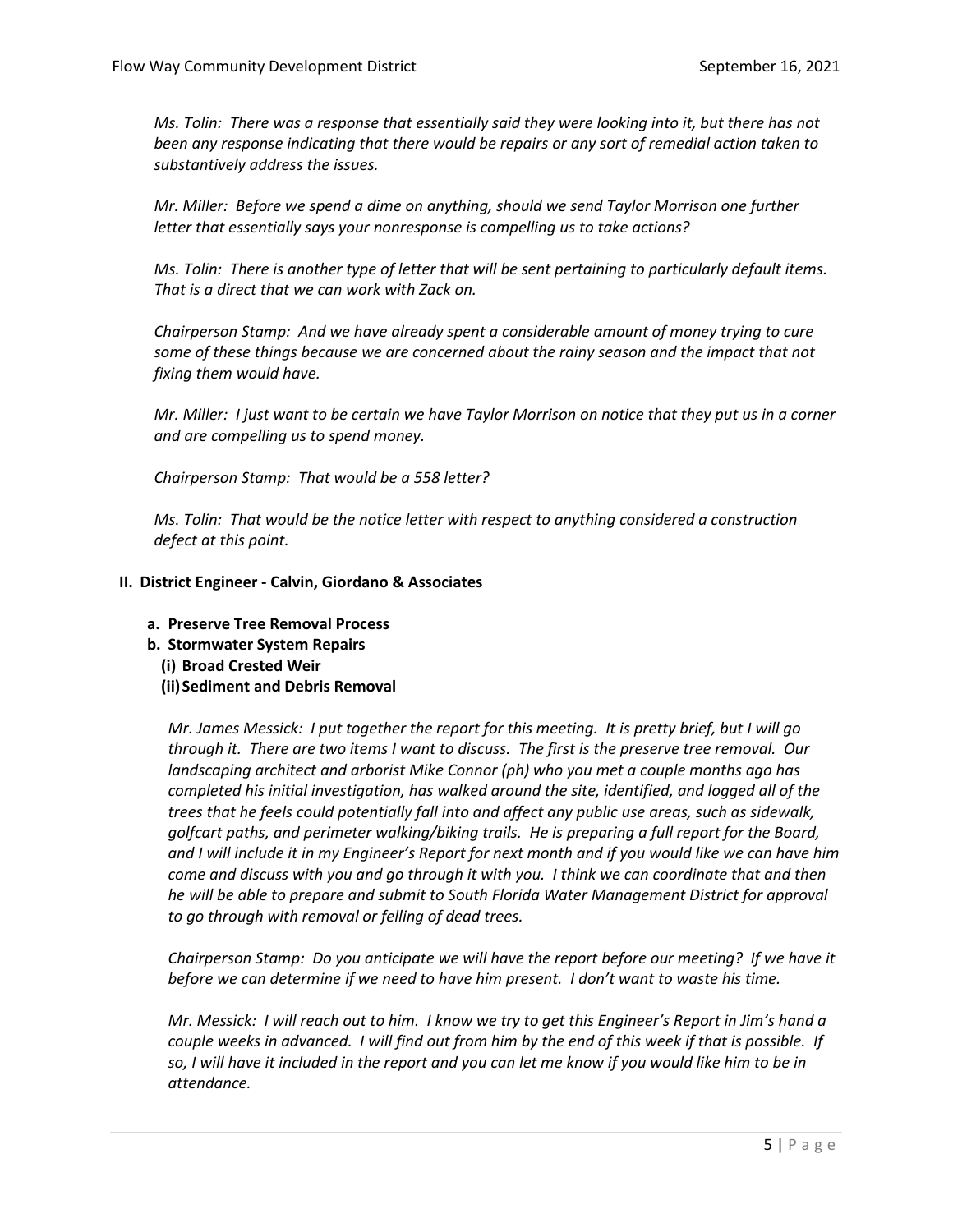*Ms. Tolin: There was a response that essentially said they were looking into it, but there has not been any response indicating that there would be repairs or any sort of remedial action taken to substantively address the issues.*

*Mr. Miller: Before we spend a dime on anything, should we send Taylor Morrison one further letter that essentially says your nonresponse is compelling us to take actions?*

*Ms. Tolin: There is another type of letter that will be sent pertaining to particularly default items. That is a direct that we can work with Zack on.*

*Chairperson Stamp: And we have already spent a considerable amount of money trying to cure some of these things because we are concerned about the rainy season and the impact that not fixing them would have.*

*Mr. Miller: I just want to be certain we have Taylor Morrison on notice that they put us in a corner and are compelling us to spend money.*

*Chairperson Stamp: That would be a 558 letter?*

*Ms. Tolin: That would be the notice letter with respect to anything considered a construction defect at this point.*

## II. District Engineer - Calvin, Giordano & Associates

**a. Preserve Tree Removal Process**

**b. Stormwater System Repairs**

**(i) Broad Crested Weir**

**(ii) Sediment and Debris Removal**

*Mr. James Messick: I put together the report for this meeting. It is pretty brief, but I will go through it. There are two items I want to discuss. The first is the preserve tree removal. Our landscaping architect and arborist Mike Connor (ph) who you met a couple months ago has completed his initial investigation, has walked around the site, identified, and logged all of the trees that he feels could potentially fall into and affect any public use areas, such as sidewalk, golfcart paths, and perimeter walking/biking trails. He is preparing a full report for the Board, and I will include it in my Engineer's Report for next month and if you would like we can have him come and discuss with you and go through it with you. I think we can coordinate that and then he will be able to prepare and submit to South Florida Water Management District for approval to go through with removal or felling of dead trees.*

*Chairperson Stamp: Do you anticipate we will have the report before our meeting? If we have it before we can determine if we need to have him present. I don't want to waste his time.*

*Mr. Messick: I will reach out to him. I know we try to get this Engineer's Report in Jim's hand a couple weeks in advanced. I will find out from him by the end of this week if that is possible. If so, I will have it included in the report and you can let me know if you would like him to be in attendance.*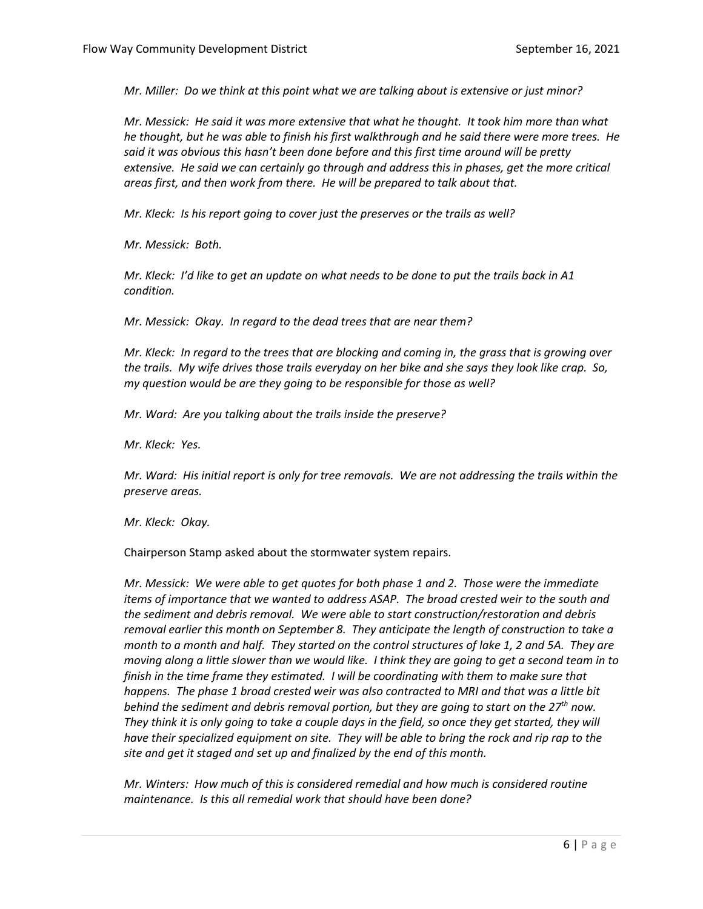*Mr. Miller: Do we think at this point what we are talking about is extensive or just minor?*

*Mr. Messick: He said it was more extensive that what he thought. It took him more than what he thought, but he was able to finish his first walkthrough and he said there were more trees. He said it was obvious this hasn't been done before and this first time around will be pretty extensive. He said we can certainly go through and address this in phases, get the more critical areas first, and then work from there. He will be prepared to talk about that.*

*Mr. Kleck: Is his report going to cover just the preserves or the trails as well?*

*Mr. Messick: Both.*

*Mr. Kleck: I'd like to get an update on what needs to be done to put the trails back in A1 condition.*

*Mr. Messick: Okay. In regard to the dead trees that are near them?*

*Mr. Kleck: In regard to the trees that are blocking and coming in, the grass that is growing over the trails. My wife drives those trails everyday on her bike and she says they look like crap. So, my question would be are they going to be responsible for those as well?*

*Mr. Ward: Are you talking about the trails inside the preserve?*

*Mr. Kleck: Yes.*

*Mr. Ward: His initial report is only for tree removals. We are not addressing the trails within the preserve areas.*

*Mr. Kleck: Okay.*

Chairperson Stamp asked about the stormwater system repairs.

*Mr. Messick: We were able to get quotes for both phase 1 and 2. Those were the immediate items of importance that we wanted to address ASAP. The broad crested weir to the south and the sediment and debris removal. We were able to start construction/restoration and debris removal earlier this month on September 8. They anticipate the length of construction to take a month to a month and half. They started on the control structures of lake 1, 2 and 5A. They are moving along a little slower than we would like. I think they are going to get a second team in to finish in the time frame they estimated. I will be coordinating with them to make sure that happens. The phase 1 broad crested weir was also contracted to MRI and that was a little bit behind the sediment and debris removal portion, but they are going to start on the 27th now. They think it is only going to take a couple days in the field, so once they get started, they will have their specialized equipment on site. They will be able to bring the rock and rip rap to the site and get it staged and set up and finalized by the end of this month.*

*Mr. Winters: How much of this is considered remedial and how much is considered routine maintenance. Is this all remedial work that should have been done?*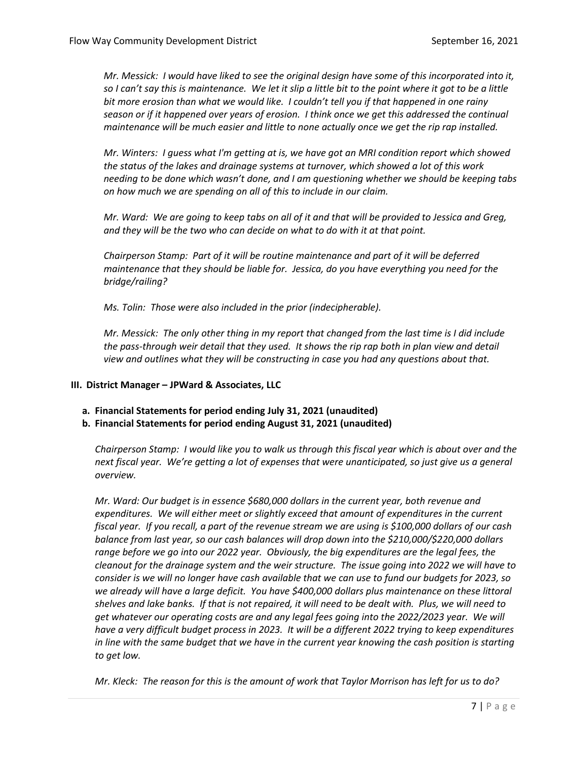*Mr. Messick: I would have liked to see the original design have some of this incorporated into it, so I can't say this is maintenance. We let it slip a little bit to the point where it got to be a little bit more erosion than what we would like. I couldn't tell you if that happened in one rainy season or if it happened over years of erosion. I think once we get this addressed the continual maintenance will be much easier and little to none actually once we get the rip rap installed.*

*Mr. Winters: I guess what I'm getting at is, we have got an MRI condition report which showed the status of the lakes and drainage systems at turnover, which showed a lot of this work needing to be done which wasn't done, and I am questioning whether we should be keeping tabs on how much we are spending on all of this to include in our claim.*

*Mr. Ward: We are going to keep tabs on all of it and that will be provided to Jessica and Greg, and they will be the two who can decide on what to do with it at that point.*

*Chairperson Stamp: Part of it will be routine maintenance and part of it will be deferred maintenance that they should be liable for. Jessica, do you have everything you need for the bridge/railing?*

*Ms. Tolin: Those were also included in the prior (indecipherable).*

*Mr. Messick: The only other thing in my report that changed from the last time is I did include the pass-through weir detail that they used. It shows the rip rap both in plan view and detail view and outlines what they will be constructing in case you had any questions about that.*

## III. District Manager – JPWard & Associates, LLC

**a. Financial Statements for period ending July 31, 2021 (unaudited)**

**b. Financial Statements for period ending August 31, 2021 (unaudited)**

*Chairperson Stamp: I would like you to walk us through this fiscal year which is about over and the next fiscal year. We're getting a lot of expenses that were unanticipated, so just give us a general overview.*

*Mr. Ward: Our budget is in essence $680,000 dollars in the current year, both revenue and expenditures. We will either meet or slightly exceed that amount of expenditures in the current fiscal year. If you recall, a part of the revenue stream we are using is $100,000 dollars of our cash balance from last year, so our cash balances will drop down into the $210,000/$220,000 dollars range before we go into our 2022 year. Obviously, the big expenditures are the legal fees, the cleanout for the drainage system and the weir structure. The issue going into 2022 we will have to consider is we will no longer have cash available that we can use to fund our budgets for 2023, so we already will have a large deficit. You have $400,000 dollars plus maintenance on these littoral shelves and lake banks. If that is not repaired, it will need to be dealt with. Plus, we will need to get whatever our operating costs are and any legal fees going into the 2022/2023 year. We will have a very difficult budget process in 2023. It will be a different 2022 trying to keep expenditures in line with the same budget that we have in the current year knowing the cash position is starting to get low.*

*Mr. Kleck: The reason for this is the amount of work that Taylor Morrison has left for us to do?*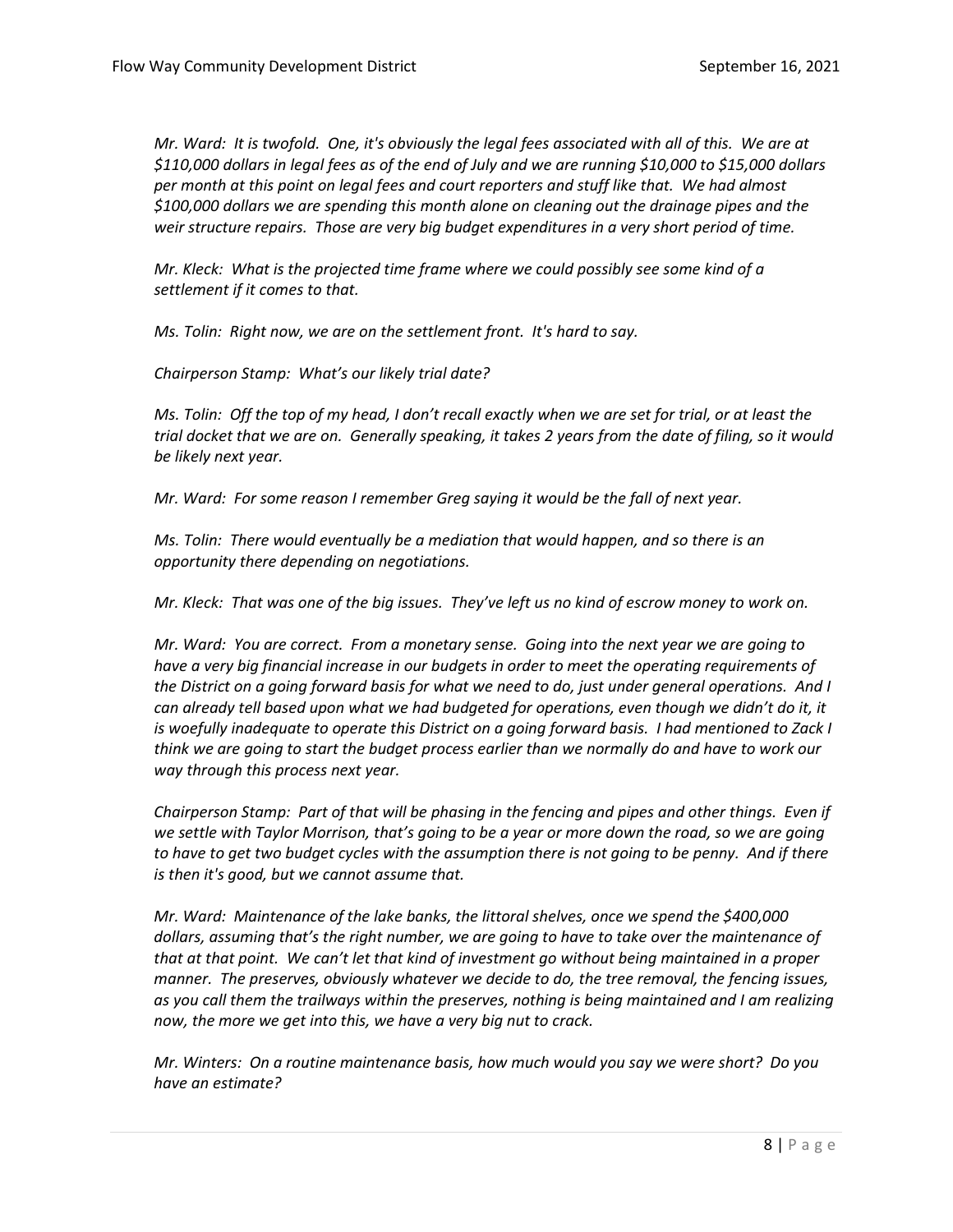*Mr. Ward: It is twofold. One, it's obviously the legal fees associated with all of this. We are at $110,000 dollars in legal fees as of the end of July and we are running $10,000 to $15,000 dollars per month at this point on legal fees and court reporters and stuff like that. We had almost $100,000 dollars we are spending this month alone on cleaning out the drainage pipes and the weir structure repairs. Those are very big budget expenditures in a very short period of time.*

*Mr. Kleck: What is the projected time frame where we could possibly see some kind of a settlement if it comes to that.*

*Ms. Tolin: Right now, we are on the settlement front. It's hard to say.*

*Chairperson Stamp: What's our likely trial date?*

*Ms. Tolin: Off the top of my head, I don't recall exactly when we are set for trial, or at least the trial docket that we are on. Generally speaking, it takes 2 years from the date of filing, so it would be likely next year.*

*Mr. Ward: For some reason I remember Greg saying it would be the fall of next year.*

*Ms. Tolin: There would eventually be a mediation that would happen, and so there is an opportunity there depending on negotiations.*

*Mr. Kleck: That was one of the big issues. They've left us no kind of escrow money to work on.*

*Mr. Ward: You are correct. From a monetary sense. Going into the next year we are going to have a very big financial increase in our budgets in order to meet the operating requirements of the District on a going forward basis for what we need to do, just under general operations. And I can already tell based upon what we had budgeted for operations, even though we didn't do it, it is woefully inadequate to operate this District on a going forward basis. I had mentioned to Zack I think we are going to start the budget process earlier than we normally do and have to work our way through this process next year.*

*Chairperson Stamp: Part of that will be phasing in the fencing and pipes and other things. Even if we settle with Taylor Morrison, that's going to be a year or more down the road, so we are going to have to get two budget cycles with the assumption there is not going to be penny. And if there is then it's good, but we cannot assume that.*

*Mr. Ward: Maintenance of the lake banks, the littoral shelves, once we spend the $400,000 dollars, assuming that's the right number, we are going to have to take over the maintenance of that at that point. We can't let that kind of investment go without being maintained in a proper manner. The preserves, obviously whatever we decide to do, the tree removal, the fencing issues, as you call them the trailways within the preserves, nothing is being maintained and I am realizing now, the more we get into this, we have a very big nut to crack.*

*Mr. Winters: On a routine maintenance basis, how much would you say we were short? Do you have an estimate?*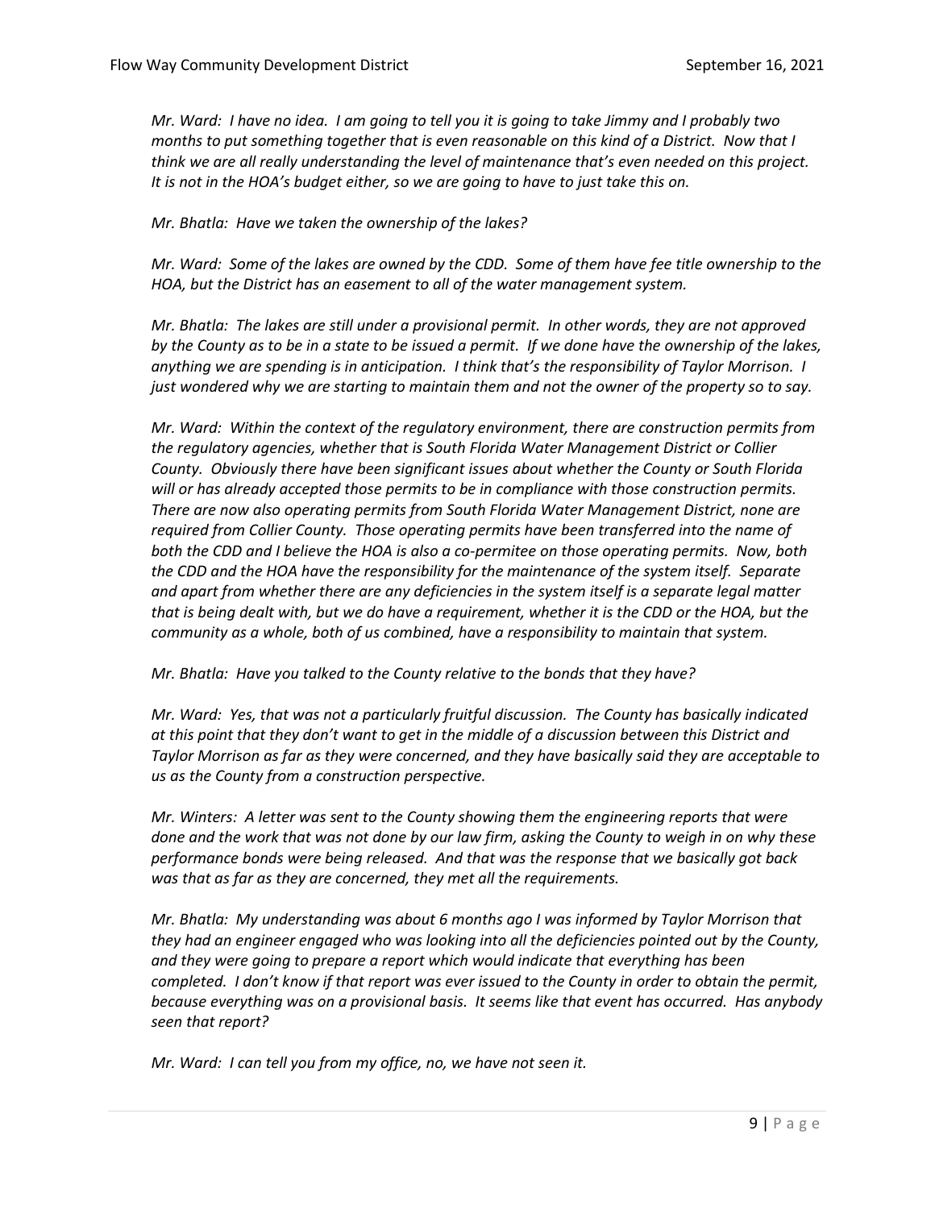*Mr. Ward: I have no idea. I am going to tell you it is going to take Jimmy and I probably two months to put something together that is even reasonable on this kind of a District. Now that I think we are all really understanding the level of maintenance that's even needed on this project. It is not in the HOA's budget either, so we are going to have to just take this on.*

*Mr. Bhatla: Have we taken the ownership of the lakes?*

*Mr. Ward: Some of the lakes are owned by the CDD. Some of them have fee title ownership to the HOA, but the District has an easement to all of the water management system.*

*Mr. Bhatla: The lakes are still under a provisional permit. In other words, they are not approved by the County as to be in a state to be issued a permit. If we done have the ownership of the lakes, anything we are spending is in anticipation. I think that's the responsibility of Taylor Morrison. I just wondered why we are starting to maintain them and not the owner of the property so to say.*

*Mr. Ward: Within the context of the regulatory environment, there are construction permits from the regulatory agencies, whether that is South Florida Water Management District or Collier County. Obviously there have been significant issues about whether the County or South Florida will or has already accepted those permits to be in compliance with those construction permits. There are now also operating permits from South Florida Water Management District, none are required from Collier County. Those operating permits have been transferred into the name of both the CDD and I believe the HOA is also a co-permitee on those operating permits. Now, both the CDD and the HOA have the responsibility for the maintenance of the system itself. Separate and apart from whether there are any deficiencies in the system itself is a separate legal matter that is being dealt with, but we do have a requirement, whether it is the CDD or the HOA, but the community as a whole, both of us combined, have a responsibility to maintain that system.*

*Mr. Bhatla: Have you talked to the County relative to the bonds that they have?*

*Mr. Ward: Yes, that was not a particularly fruitful discussion. The County has basically indicated at this point that they don't want to get in the middle of a discussion between this District and Taylor Morrison as far as they were concerned, and they have basically said they are acceptable to us as the County from a construction perspective.*

*Mr. Winters: A letter was sent to the County showing them the engineering reports that were done and the work that was not done by our law firm, asking the County to weigh in on why these performance bonds were being released. And that was the response that we basically got back was that as far as they are concerned, they met all the requirements.*

*Mr. Bhatla: My understanding was about 6 months ago I was informed by Taylor Morrison that they had an engineer engaged who was looking into all the deficiencies pointed out by the County, and they were going to prepare a report which would indicate that everything has been completed. I don't know if that report was ever issued to the County in order to obtain the permit, because everything was on a provisional basis. It seems like that event has occurred. Has anybody seen that report?*

*Mr. Ward: I can tell you from my office, no, we have not seen it.*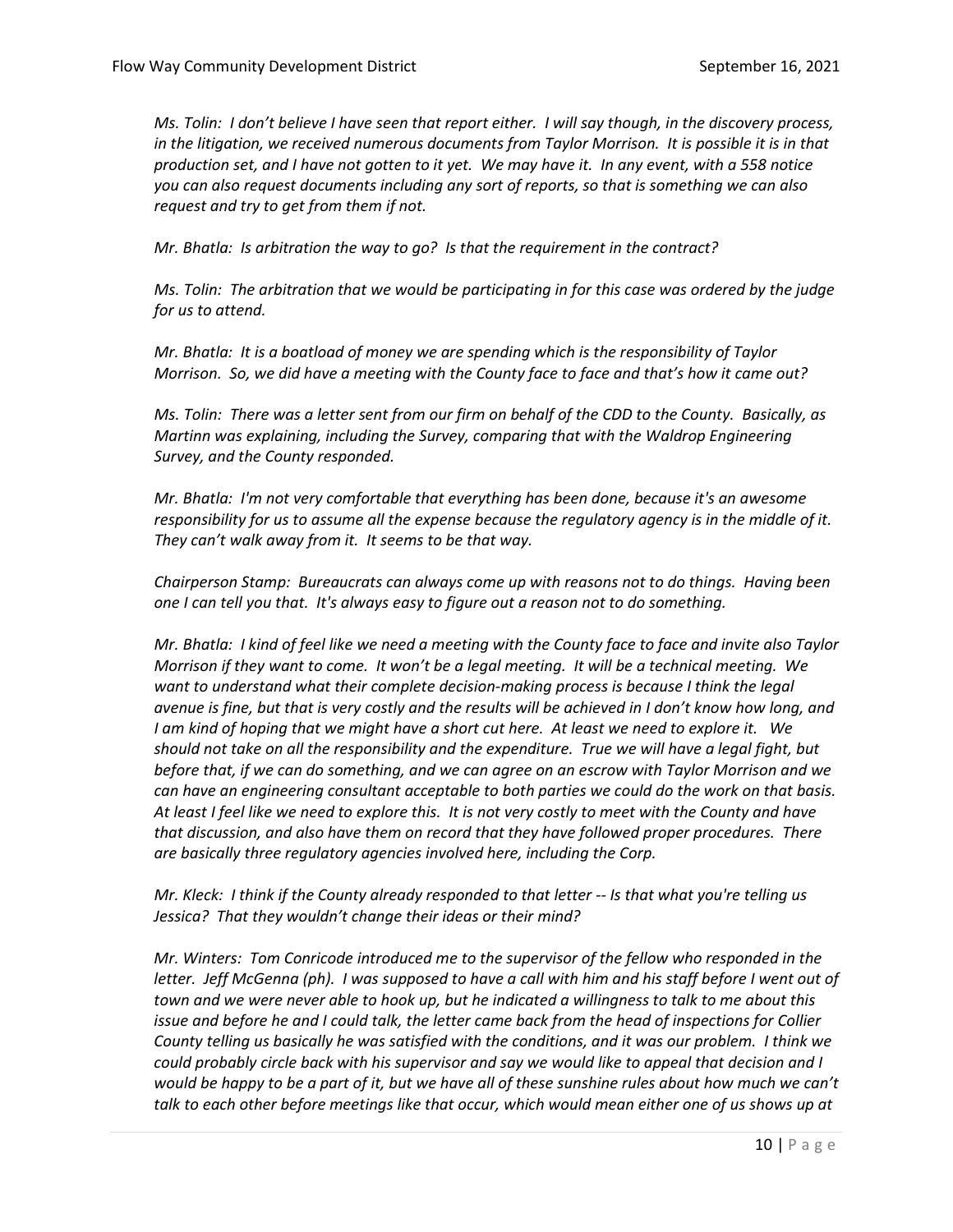*Ms. Tolin: I don't believe I have seen that report either. I will say though, in the discovery process, in the litigation, we received numerous documents from Taylor Morrison. It is possible it is in that production set, and I have not gotten to it yet. We may have it. In any event, with a 558 notice you can also request documents including any sort of reports, so that is something we can also request and try to get from them if not.*

*Mr. Bhatla: Is arbitration the way to go? Is that the requirement in the contract?*

*Ms. Tolin: The arbitration that we would be participating in for this case was ordered by the judge for us to attend.*

*Mr. Bhatla: It is a boatload of money we are spending which is the responsibility of Taylor Morrison. So, we did have a meeting with the County face to face and that's how it came out?*

*Ms. Tolin: There was a letter sent from our firm on behalf of the CDD to the County. Basically, as Martinn was explaining, including the Survey, comparing that with the Waldrop Engineering Survey, and the County responded.*

*Mr. Bhatla: I'm not very comfortable that everything has been done, because it's an awesome responsibility for us to assume all the expense because the regulatory agency is in the middle of it. They can't walk away from it. It seems to be that way.*

*Chairperson Stamp: Bureaucrats can always come up with reasons not to do things. Having been one I can tell you that. It's always easy to figure out a reason not to do something.*

*Mr. Bhatla: I kind of feel like we need a meeting with the County face to face and invite also Taylor Morrison if they want to come. It won't be a legal meeting. It will be a technical meeting. We want to understand what their complete decision-making process is because I think the legal avenue is fine, but that is very costly and the results will be achieved in I don't know how long, and I am kind of hoping that we might have a short cut here. At least we need to explore it. We should not take on all the responsibility and the expenditure. True we will have a legal fight, but before that, if we can do something, and we can agree on an escrow with Taylor Morrison and we can have an engineering consultant acceptable to both parties we could do the work on that basis. At least I feel like we need to explore this. It is not very costly to meet with the County and have that discussion, and also have them on record that they have followed proper procedures. There are basically three regulatory agencies involved here, including the Corp.*

*Mr. Kleck: I think if the County already responded to that letter -- Is that what you're telling us Jessica? That they wouldn't change their ideas or their mind?*

*Mr. Winters: Tom Conricode introduced me to the supervisor of the fellow who responded in the letter. Jeff McGenna (ph). I was supposed to have a call with him and his staff before I went out of town and we were never able to hook up, but he indicated a willingness to talk to me about this issue and before he and I could talk, the letter came back from the head of inspections for Collier County telling us basically he was satisfied with the conditions, and it was our problem. I think we could probably circle back with his supervisor and say we would like to appeal that decision and I would be happy to be a part of it, but we have all of these sunshine rules about how much we can't talk to each other before meetings like that occur, which would mean either one of us shows up at*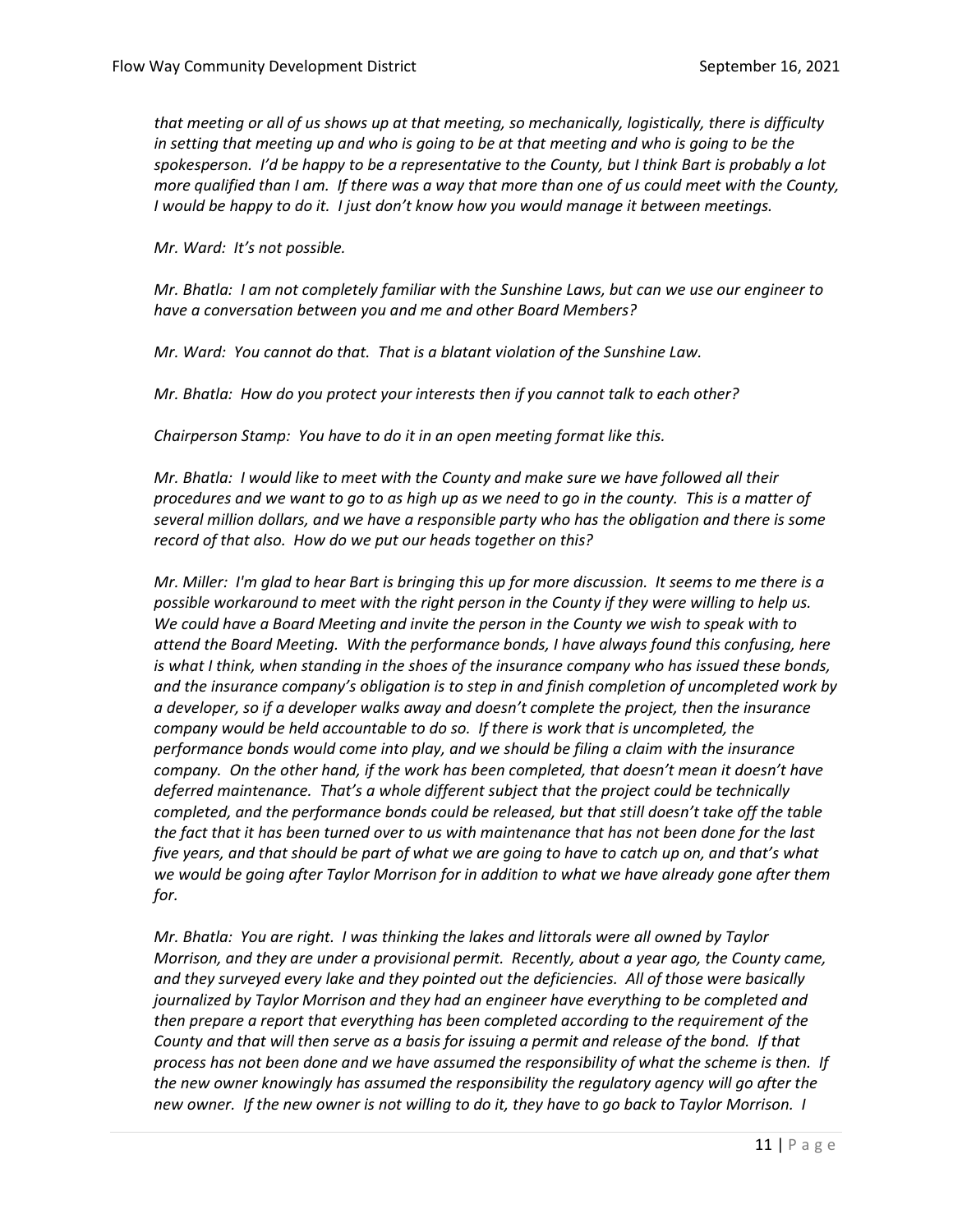*that meeting or all of us shows up at that meeting, so mechanically, logistically, there is difficulty in setting that meeting up and who is going to be at that meeting and who is going to be the spokesperson. I'd be happy to be a representative to the County, but I think Bart is probably a lot more qualified than I am. If there was a way that more than one of us could meet with the County, I would be happy to do it. I just don't know how you would manage it between meetings.*

*Mr. Ward: It's not possible.*

*Mr. Bhatla: I am not completely familiar with the Sunshine Laws, but can we use our engineer to have a conversation between you and me and other Board Members?*

*Mr. Ward: You cannot do that. That is a blatant violation of the Sunshine Law.*

*Mr. Bhatla: How do you protect your interests then if you cannot talk to each other?*

*Chairperson Stamp: You have to do it in an open meeting format like this.*

*Mr. Bhatla: I would like to meet with the County and make sure we have followed all their procedures and we want to go to as high up as we need to go in the county. This is a matter of several million dollars, and we have a responsible party who has the obligation and there is some record of that also. How do we put our heads together on this?*

*Mr. Miller: I'm glad to hear Bart is bringing this up for more discussion. It seems to me there is a possible workaround to meet with the right person in the County if they were willing to help us. We could have a Board Meeting and invite the person in the County we wish to speak with to attend the Board Meeting. With the performance bonds, I have always found this confusing, here is what I think, when standing in the shoes of the insurance company who has issued these bonds, and the insurance company's obligation is to step in and finish completion of uncompleted work by a developer, so if a developer walks away and doesn't complete the project, then the insurance company would be held accountable to do so. If there is work that is uncompleted, the performance bonds would come into play, and we should be filing a claim with the insurance company. On the other hand, if the work has been completed, that doesn't mean it doesn't have deferred maintenance. That's a whole different subject that the project could be technically completed, and the performance bonds could be released, but that still doesn't take off the table the fact that it has been turned over to us with maintenance that has not been done for the last five years, and that should be part of what we are going to have to catch up on, and that's what we would be going after Taylor Morrison for in addition to what we have already gone after them for.*

*Mr. Bhatla: You are right. I was thinking the lakes and littorals were all owned by Taylor Morrison, and they are under a provisional permit. Recently, about a year ago, the County came, and they surveyed every lake and they pointed out the deficiencies. All of those were basically journalized by Taylor Morrison and they had an engineer have everything to be completed and then prepare a report that everything has been completed according to the requirement of the County and that will then serve as a basis for issuing a permit and release of the bond. If that process has not been done and we have assumed the responsibility of what the scheme is then. If the new owner knowingly has assumed the responsibility the regulatory agency will go after the new owner. If the new owner is not willing to do it, they have to go back to Taylor Morrison. I*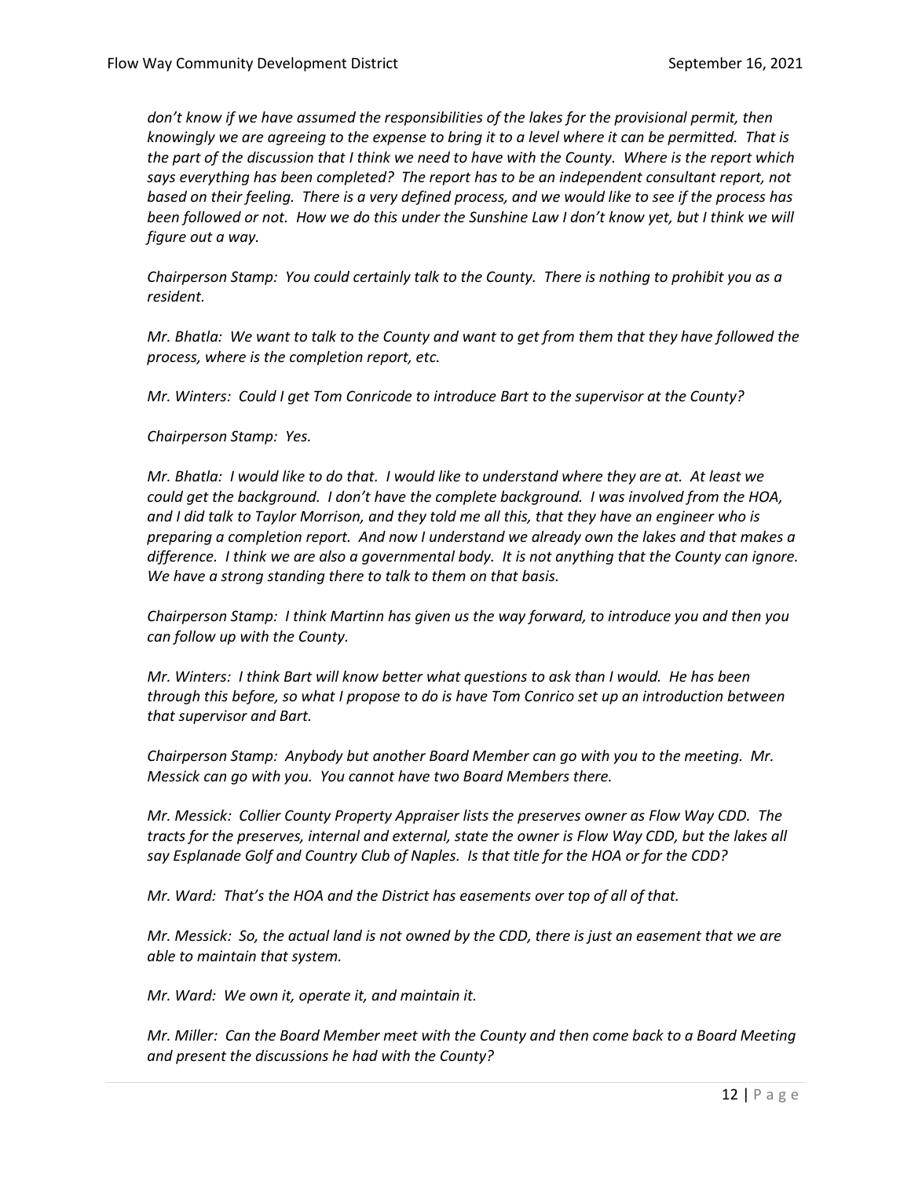*don't know if we have assumed the responsibilities of the lakes for the provisional permit, then knowingly we are agreeing to the expense to bring it to a level where it can be permitted. That is the part of the discussion that I think we need to have with the County. Where is the report which says everything has been completed? The report has to be an independent consultant report, not based on their feeling. There is a very defined process, and we would like to see if the process has been followed or not. How we do this under the Sunshine Law I don't know yet, but I think we will figure out a way.*

*Chairperson Stamp: You could certainly talk to the County. There is nothing to prohibit you as a resident.*

*Mr. Bhatla: We want to talk to the County and want to get from them that they have followed the process, where is the completion report, etc.*

*Mr. Winters: Could I get Tom Conricode to introduce Bart to the supervisor at the County?*

*Chairperson Stamp: Yes.*

*Mr. Bhatla: I would like to do that. I would like to understand where they are at. At least we could get the background. I don't have the complete background. I was involved from the HOA, and I did talk to Taylor Morrison, and they told me all this, that they have an engineer who is preparing a completion report. And now I understand we already own the lakes and that makes a difference. I think we are also a governmental body. It is not anything that the County can ignore. We have a strong standing there to talk to them on that basis.*

*Chairperson Stamp: I think Martinn has given us the way forward, to introduce you and then you can follow up with the County.*

*Mr. Winters: I think Bart will know better what questions to ask than I would. He has been through this before, so what I propose to do is have Tom Conrico set up an introduction between that supervisor and Bart.*

*Chairperson Stamp: Anybody but another Board Member can go with you to the meeting. Mr. Messick can go with you. You cannot have two Board Members there.*

*Mr. Messick: Collier County Property Appraiser lists the preserves owner as Flow Way CDD. The tracts for the preserves, internal and external, state the owner is Flow Way CDD, but the lakes all say Esplanade Golf and Country Club of Naples. Is that title for the HOA or for the CDD?*

*Mr. Ward: That's the HOA and the District has easements over top of all of that.*

*Mr. Messick: So, the actual land is not owned by the CDD, there is just an easement that we are able to maintain that system.*

*Mr. Ward: We own it, operate it, and maintain it.*

*Mr. Miller: Can the Board Member meet with the County and then come back to a Board Meeting and present the discussions he had with the County?*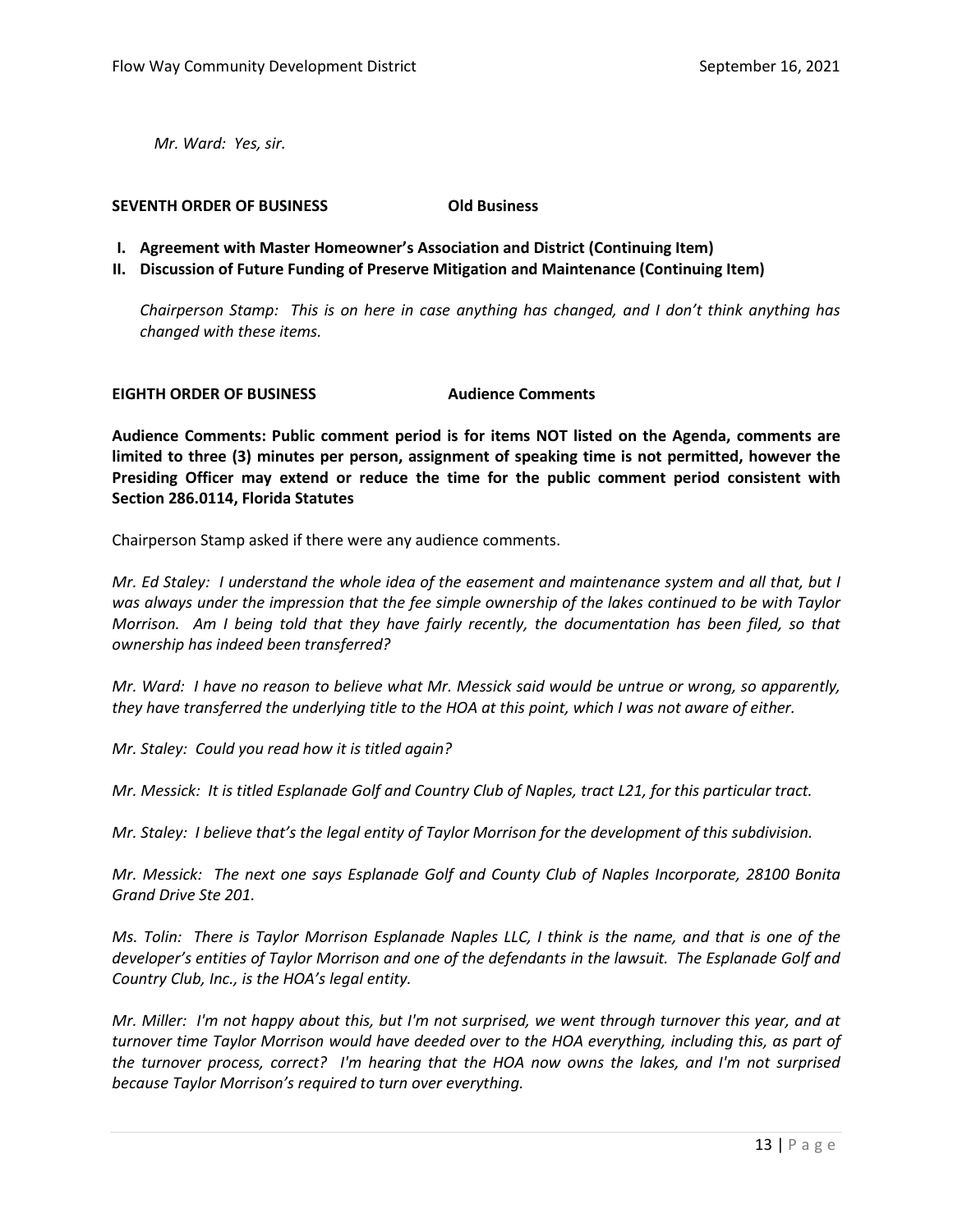*Mr. Ward: Yes, sir.*

**SEVENTH ORDER OF BUSINESS Old Business**

**I. Agreement with Master Homeowner's Association and District (Continuing Item)**

**II. Discussion of Future Funding of Preserve Mitigation and Maintenance (Continuing Item)**

*Chairperson Stamp: This is on here in case anything has changed, and I don't think anything has changed with these items.*

**EIGHTH ORDER OF BUSINESS Audience Comments**

**Audience Comments: Public comment period is for items NOT listed on the Agenda, comments are limited to three (3) minutes per person, assignment of speaking time is not permitted, however the Presiding Officer may extend or reduce the time for the public comment period consistent with Section 286.0114, Florida Statutes**

Chairperson Stamp asked if there were any audience comments.

*Mr. Ed Staley: I understand the whole idea of the easement and maintenance system and all that, but I was always under the impression that the fee simple ownership of the lakes continued to be with Taylor Morrison. Am I being told that they have fairly recently, the documentation has been filed, so that ownership has indeed been transferred?*

*Mr. Ward: I have no reason to believe what Mr. Messick said would be untrue or wrong, so apparently, they have transferred the underlying title to the HOA at this point, which I was not aware of either.*

*Mr. Staley: Could you read how it is titled again?*

*Mr. Messick: It is titled Esplanade Golf and Country Club of Naples, tract L21, for this particular tract.*

*Mr. Staley: I believe that's the legal entity of Taylor Morrison for the development of this subdivision.*

*Mr. Messick: The next one says Esplanade Golf and County Club of Naples Incorporate, 28100 Bonita Grand Drive Ste 201.*

*Ms. Tolin: There is Taylor Morrison Esplanade Naples LLC, I think is the name, and that is one of the developer's entities of Taylor Morrison and one of the defendants in the lawsuit. The Esplanade Golf and Country Club, Inc., is the HOA's legal entity.*

*Mr. Miller: I'm not happy about this, but I'm not surprised, we went through turnover this year, and at turnover time Taylor Morrison would have deeded over to the HOA everything, including this, as part of the turnover process, correct? I'm hearing that the HOA now owns the lakes, and I'm not surprised because Taylor Morrison's required to turn over everything.*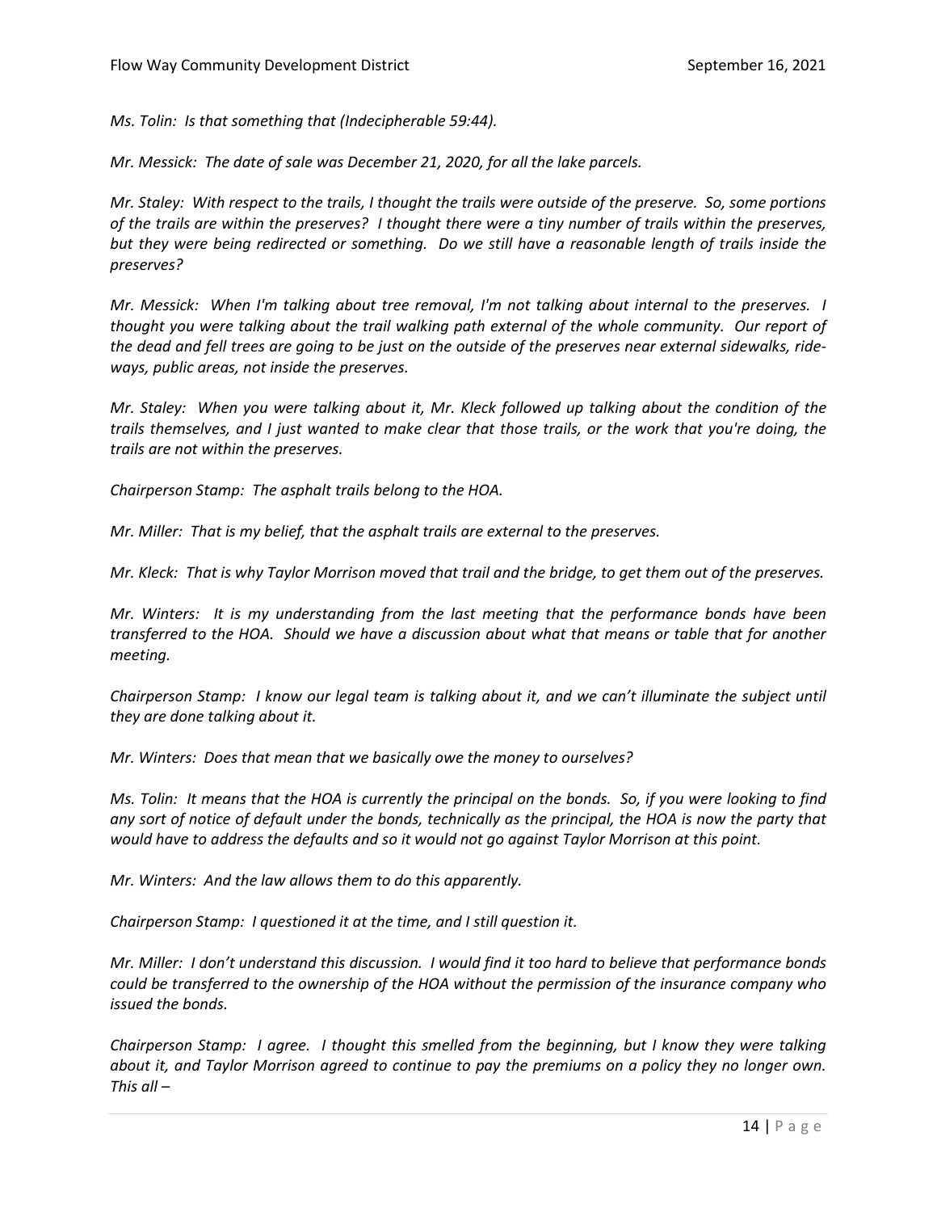*Ms. Tolin: Is that something that (Indecipherable 59:44).*

*Mr. Messick: The date of sale was December 21, 2020, for all the lake parcels.*

*Mr. Staley: With respect to the trails, I thought the trails were outside of the preserve. So, some portions of the trails are within the preserves? I thought there were a tiny number of trails within the preserves, but they were being redirected or something. Do we still have a reasonable length of trails inside the preserves?*

*Mr. Messick: When I'm talking about tree removal, I'm not talking about internal to the preserves. I thought you were talking about the trail walking path external of the whole community. Our report of the dead and fell trees are going to be just on the outside of the preserves near external sidewalks, ride-ways, public areas, not inside the preserves.*

*Mr. Staley: When you were talking about it, Mr. Kleck followed up talking about the condition of the trails themselves, and I just wanted to make clear that those trails, or the work that you're doing, the trails are not within the preserves.*

*Chairperson Stamp: The asphalt trails belong to the HOA.*

*Mr. Miller: That is my belief, that the asphalt trails are external to the preserves.*

*Mr. Kleck: That is why Taylor Morrison moved that trail and the bridge, to get them out of the preserves.*

*Mr. Winters: It is my understanding from the last meeting that the performance bonds have been transferred to the HOA. Should we have a discussion about what that means or table that for another meeting.*

*Chairperson Stamp: I know our legal team is talking about it, and we can't illuminate the subject until they are done talking about it.*

*Mr. Winters: Does that mean that we basically owe the money to ourselves?*

*Ms. Tolin: It means that the HOA is currently the principal on the bonds. So, if you were looking to find any sort of notice of default under the bonds, technically as the principal, the HOA is now the party that would have to address the defaults and so it would not go against Taylor Morrison at this point.*

*Mr. Winters: And the law allows them to do this apparently.*

*Chairperson Stamp: I questioned it at the time, and I still question it.*

*Mr. Miller: I don't understand this discussion. I would find it too hard to believe that performance bonds could be transferred to the ownership of the HOA without the permission of the insurance company who issued the bonds.*

*Chairperson Stamp: I agree. I thought this smelled from the beginning, but I know they were talking about it, and Taylor Morrison agreed to continue to pay the premiums on a policy they no longer own. This all –*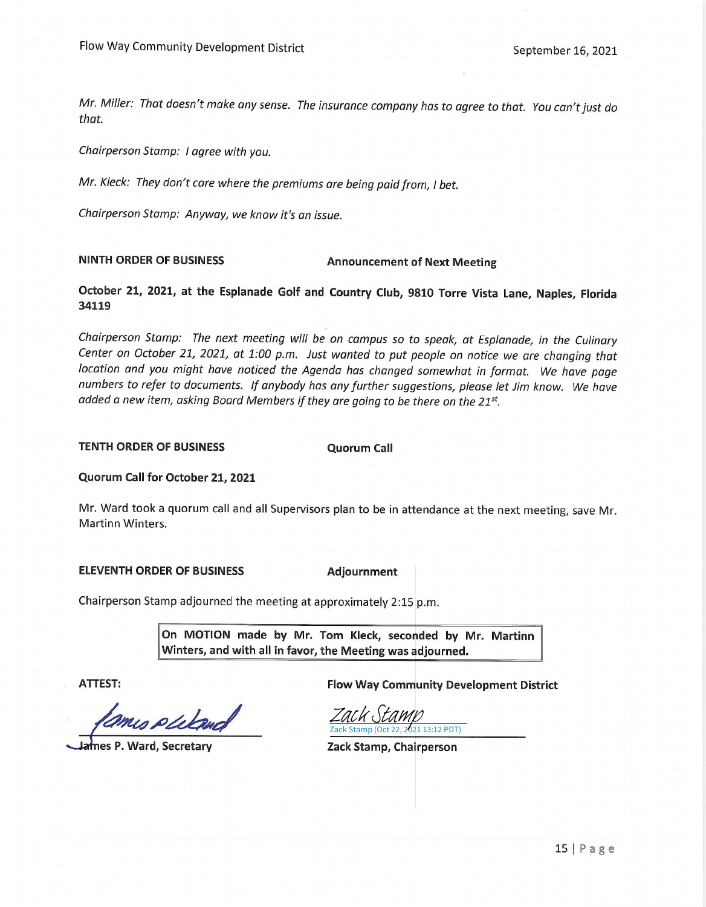*Mr. Miller: That doesn't make any sense. The insurance company has to agree to that. You can't just do that.*

*Chairperson Stamp: I agree with you.*

*Mr. Kleck: They don't care where the premiums are being paid from, I bet.*

*Chairperson Stamp: Anyway, we know it's an issue.*

**NINTH ORDER OF BUSINESS** **Announcement of Next Meeting**

**October 21, 2021, at the Esplanade Golf and Country Club, 9810 Torre Vista Lane, Naples, Florida 34119**

*Chairperson Stamp: The next meeting will be on campus so to speak, at Esplanade, in the Culinary Center on October 21, 2021, at 1:00 p.m. Just wanted to put people on notice we are changing that location and you might have noticed the Agenda has changed somewhat in format. We have page numbers to refer to documents. If anybody has any further suggestions, please let Jim know. We have added a new item, asking Board Members if they are going to be there on the 21st.*

**TENTH ORDER OF BUSINESS** **Quorum Call**

**Quorum Call for October 21, 2021**

Mr. Ward took a quorum call and all Supervisors plan to be in attendance at the next meeting, save Mr. Martinn Winters.

**ELEVENTH ORDER OF BUSINESS** **Adjournment**

Chairperson Stamp adjourned the meeting at approximately 2:15 p.m.

**On MOTION made by Mr. Tom Kleck, seconded by Mr. Martinn Winters, and with all in favor, the Meeting was adjourned.**

**ATTEST:** **Flow Way Community Development District**

James P. Ward

Zack Stamp (Oct 22, 2021 13:12 PDT)

**James P. Ward, Secretary** **Zack Stamp, Chairperson**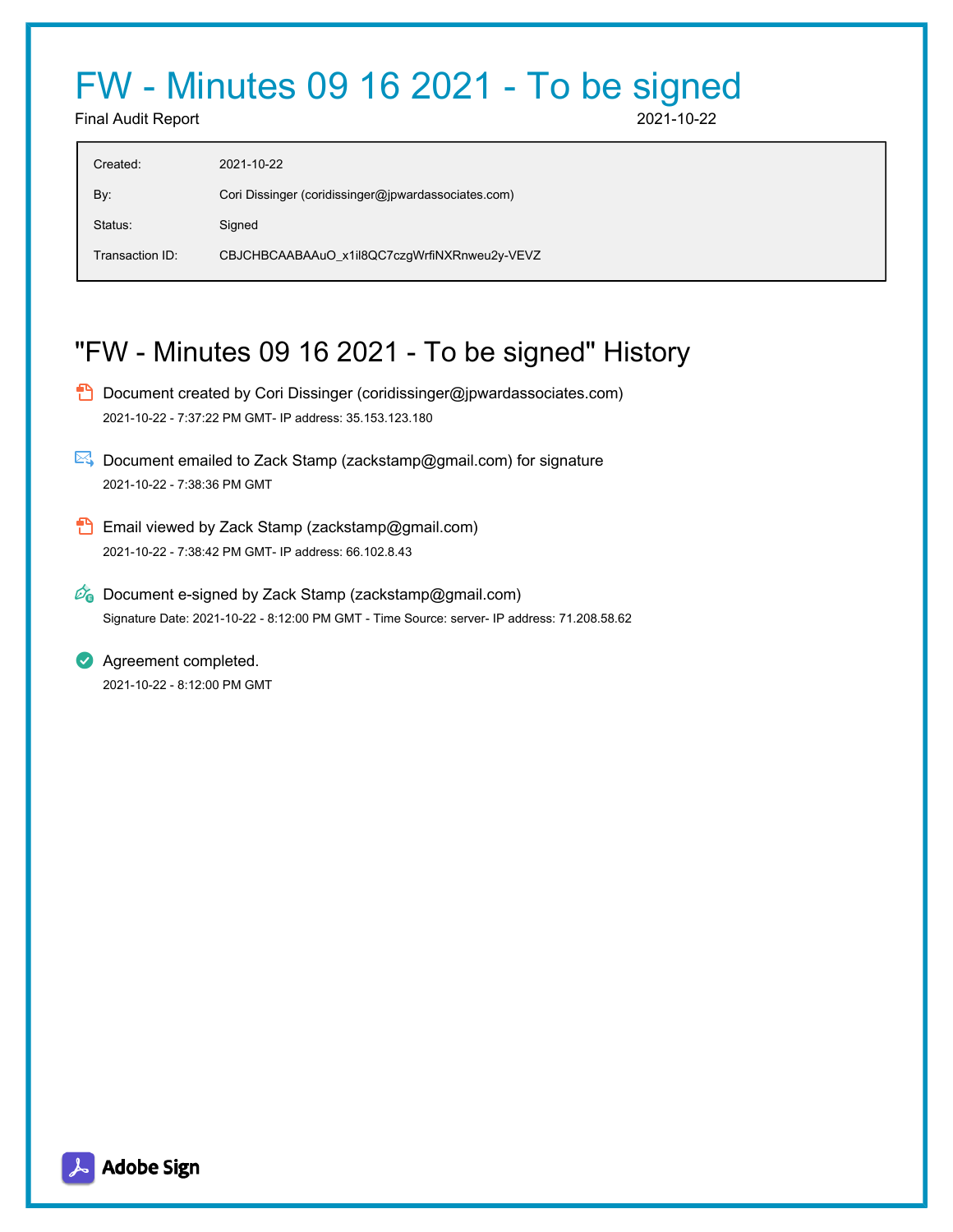# FW - Minutes 09 16 2021 - To be signed

Final Audit Report 2021-10-22

| | |
|---|---|
| Created: | 2021-10-22 |
| By: | Cori Dissinger (coridissinger@jpwardassociates.com) |
| Status: | Signed |
| Transaction ID: | CBJCHBCAABAAuO_x1il8QC7czgWrfiNXRnweu2y-VEVZ |

## "FW - Minutes 09 16 2021 - To be signed" History

- Document created by Cori Dissinger (coridissinger@jpwardassociates.com)
  2021-10-22 - 7:37:22 PM GMT- IP address: 35.153.123.180

- Document emailed to Zack Stamp (zackstamp@gmail.com) for signature
  2021-10-22 - 7:38:36 PM GMT

- Email viewed by Zack Stamp (zackstamp@gmail.com)
  2021-10-22 - 7:38:42 PM GMT- IP address: 66.102.8.43

- Document e-signed by Zack Stamp (zackstamp@gmail.com)
  Signature Date: 2021-10-22 - 8:12:00 PM GMT - Time Source: server- IP address: 71.208.58.62

- Agreement completed.
  2021-10-22 - 8:12:00 PM GMT

Adobe Sign